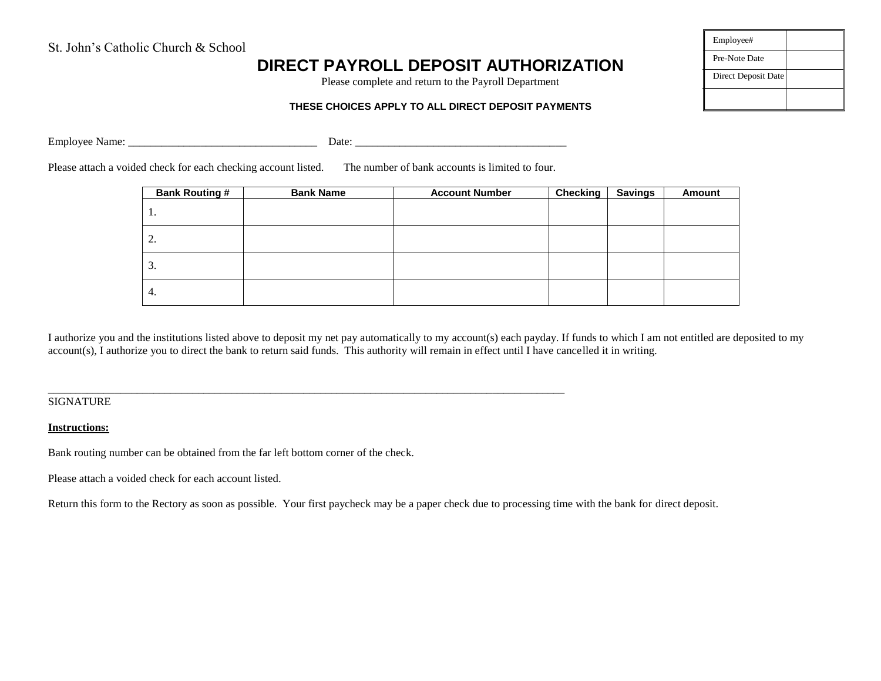St. John's Catholic Church & School

| Employee# | |
|---|---|
| Pre-Note Date | |
| Direct Deposit Date | |
| | |

# DIRECT PAYROLL DEPOSIT AUTHORIZATION

Please complete and return to the Payroll Department

**THESE CHOICES APPLY TO ALL DIRECT DEPOSIT PAYMENTS**

Employee Name: _________________________________ Date: _____________________________________

Please attach a voided check for each checking account listed. The number of bank accounts is limited to four.

| Bank Routing # | Bank Name | Account Number | Checking | Savings | Amount |
|---|---|---|---|---|---|
| 1. | | | | | |
| 2. | | | | | |
| 3. | | | | | |
| 4. | | | | | |

I authorize you and the institutions listed above to deposit my net pay automatically to my account(s) each payday. If funds to which I am not entitled are deposited to my account(s), I authorize you to direct the bank to return said funds. This authority will remain in effect until I have cancelled it in writing.

_____________________________________________________________________________________________

SIGNATURE

**<u>Instructions:</u>**

Bank routing number can be obtained from the far left bottom corner of the check.

Please attach a voided check for each account listed.

Return this form to the Rectory as soon as possible. Your first paycheck may be a paper check due to processing time with the bank for direct deposit.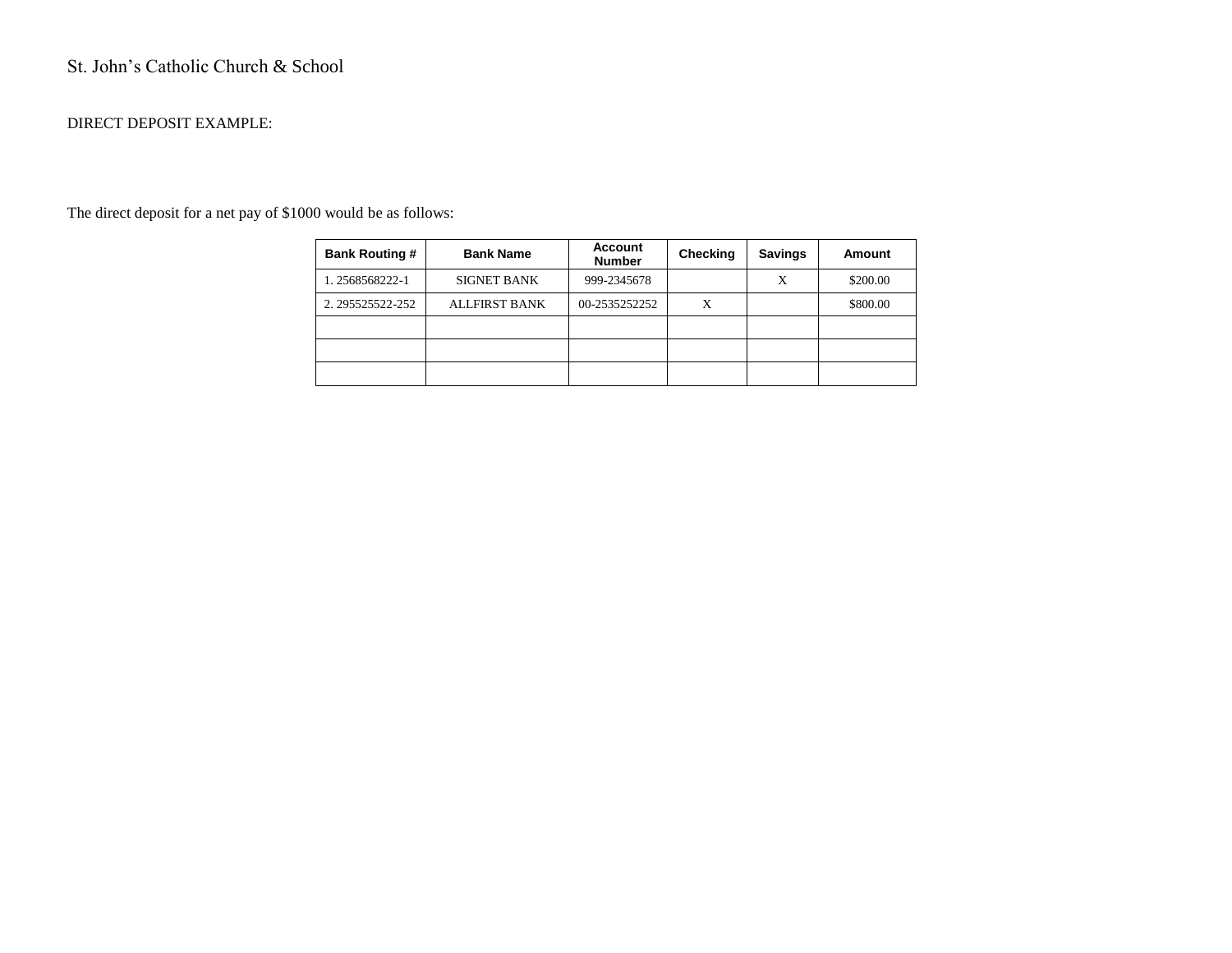St. John's Catholic Church & School

DIRECT DEPOSIT EXAMPLE:

The direct deposit for a net pay of $1000 would be as follows:

| Bank Routing # | Bank Name | Account Number | Checking | Savings | Amount |
|---|---|---|---|---|---|
| 1. 2568568222-1 | SIGNET BANK | 999-2345678 | | X | $200.00 |
| 2. 295525522-252 | ALLFIRST BANK | 00-2535252252 | X | | $800.00 |
| | | | | | |
| | | | | | |
| | | | | | |